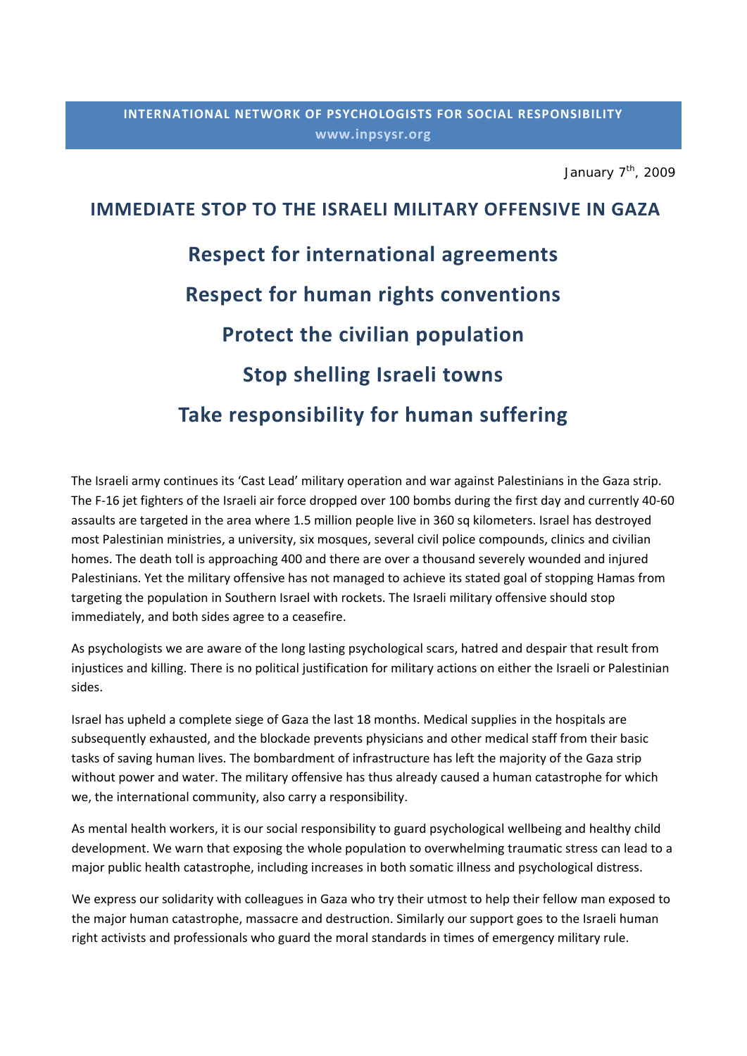**INTERNATIONAL NETWORK OF PSYCHOLOGISTS FOR SOCIAL RESPONSIBILITY**
**www.inpsysr.org**

January 7th, 2009

# IMMEDIATE STOP TO THE ISRAELI MILITARY OFFENSIVE IN GAZA

## Respect for international agreements

## Respect for human rights conventions

## Protect the civilian population

## Stop shelling Israeli towns

## Take responsibility for human suffering

The Israeli army continues its 'Cast Lead' military operation and war against Palestinians in the Gaza strip. The F-16 jet fighters of the Israeli air force dropped over 100 bombs during the first day and currently 40-60 assaults are targeted in the area where 1.5 million people live in 360 sq kilometers. Israel has destroyed most Palestinian ministries, a university, six mosques, several civil police compounds, clinics and civilian homes. The death toll is approaching 400 and there are over a thousand severely wounded and injured Palestinians. Yet the military offensive has not managed to achieve its stated goal of stopping Hamas from targeting the population in Southern Israel with rockets. The Israeli military offensive should stop immediately, and both sides agree to a ceasefire.

As psychologists we are aware of the long lasting psychological scars, hatred and despair that result from injustices and killing. There is no political justification for military actions on either the Israeli or Palestinian sides.

Israel has upheld a complete siege of Gaza the last 18 months. Medical supplies in the hospitals are subsequently exhausted, and the blockade prevents physicians and other medical staff from their basic tasks of saving human lives. The bombardment of infrastructure has left the majority of the Gaza strip without power and water. The military offensive has thus already caused a human catastrophe for which we, the international community, also carry a responsibility.

As mental health workers, it is our social responsibility to guard psychological wellbeing and healthy child development. We warn that exposing the whole population to overwhelming traumatic stress can lead to a major public health catastrophe, including increases in both somatic illness and psychological distress.

We express our solidarity with colleagues in Gaza who try their utmost to help their fellow man exposed to the major human catastrophe, massacre and destruction. Similarly our support goes to the Israeli human right activists and professionals who guard the moral standards in times of emergency military rule.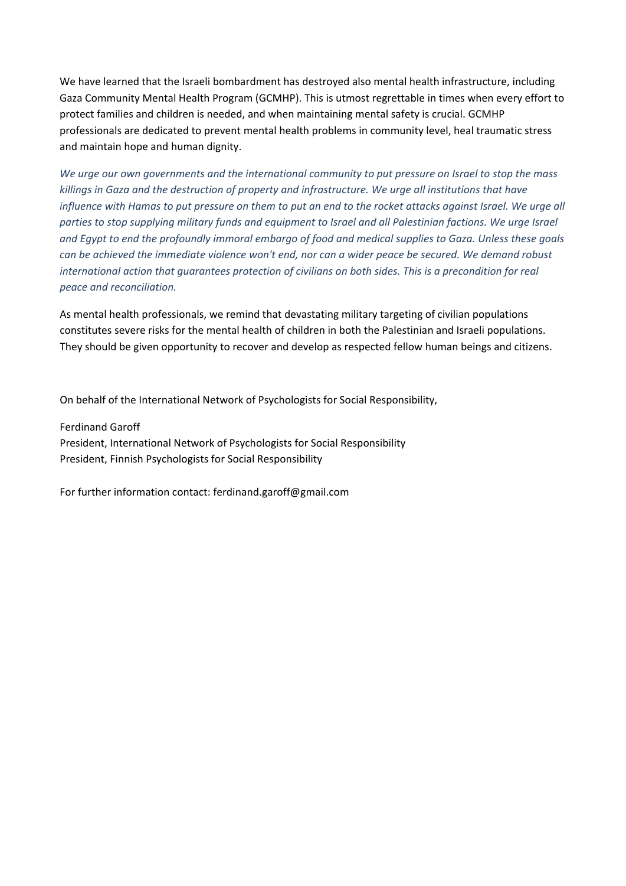We have learned that the Israeli bombardment has destroyed also mental health infrastructure, including Gaza Community Mental Health Program (GCMHP). This is utmost regrettable in times when every effort to protect families and children is needed, and when maintaining mental safety is crucial. GCMHP professionals are dedicated to prevent mental health problems in community level, heal traumatic stress and maintain hope and human dignity.

*We urge our own governments and the international community to put pressure on Israel to stop the mass killings in Gaza and the destruction of property and infrastructure. We urge all institutions that have influence with Hamas to put pressure on them to put an end to the rocket attacks against Israel. We urge all parties to stop supplying military funds and equipment to Israel and all Palestinian factions. We urge Israel and Egypt to end the profoundly immoral embargo of food and medical supplies to Gaza. Unless these goals can be achieved the immediate violence won't end, nor can a wider peace be secured. We demand robust international action that guarantees protection of civilians on both sides. This is a precondition for real peace and reconciliation.*

As mental health professionals, we remind that devastating military targeting of civilian populations constitutes severe risks for the mental health of children in both the Palestinian and Israeli populations. They should be given opportunity to recover and develop as respected fellow human beings and citizens.

On behalf of the International Network of Psychologists for Social Responsibility,

Ferdinand Garoff
President, International Network of Psychologists for Social Responsibility
President, Finnish Psychologists for Social Responsibility

For further information contact: ferdinand.garoff@gmail.com